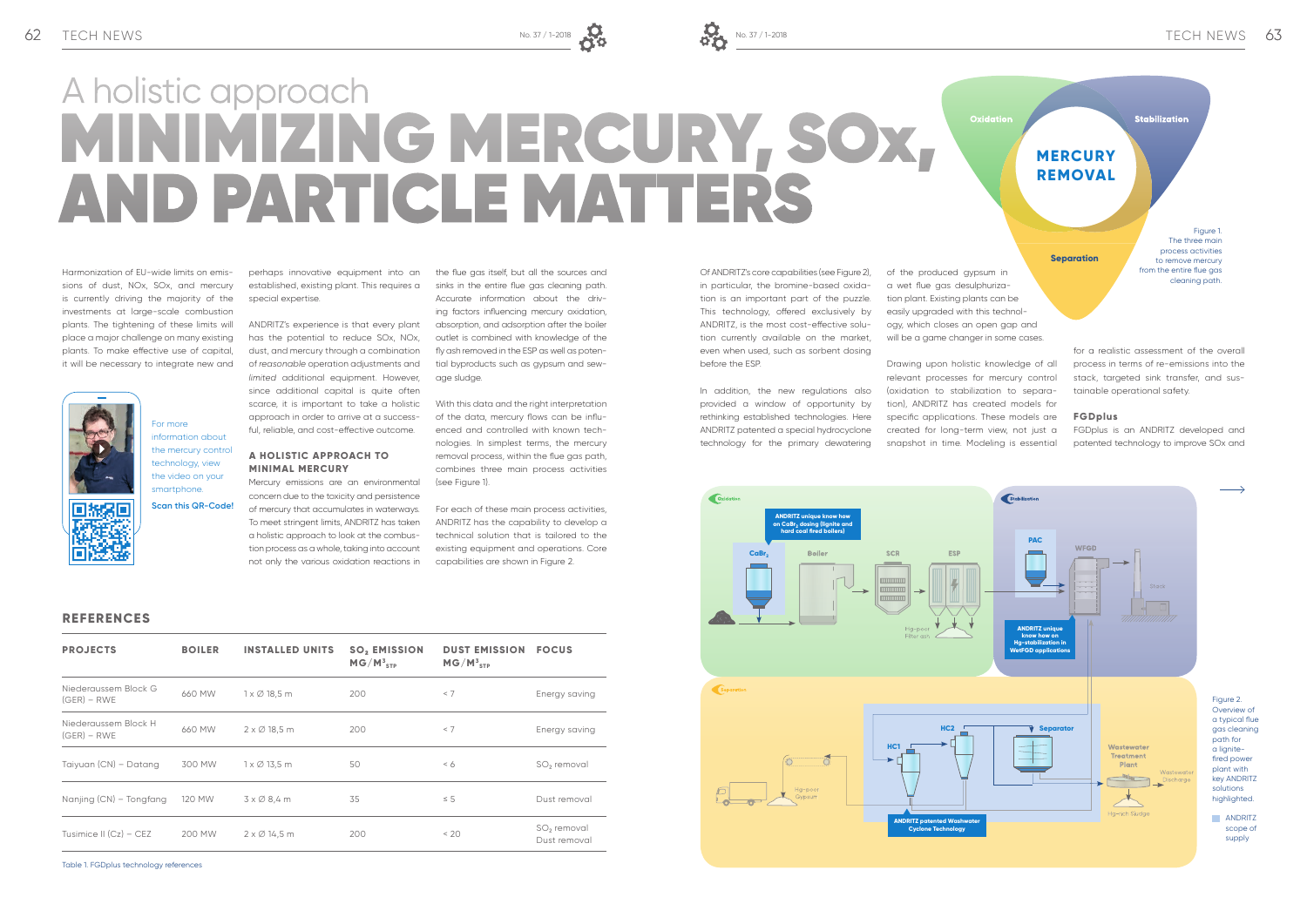# A holistic approach

# MINIMIZING MERCURY, SOx, AND PARTICLE MATTERS

Harmonization of EU-wide limits on emissions of dust, NOx, SOx, and mercury is currently driving the majority of the investments at large-scale combustion plants. The tightening of these limits will place a major challenge on many existing plants. To make effective use of capital, it will be necessary to integrate new and perhaps innovative equipment into an established, existing plant. This requires a special expertise.

ANDRITZ's experience is that every plant has the potential to reduce SOx, NOx, dust, and mercury through a combination of *reasonable* operation adjustments and *limited* additional equipment. However, since additional capital is quite often scarce, it is important to take a holistic approach in order to arrive at a successful, reliable, and cost-effective outcome.

For more information about the mercury control technology, view the video on your smartphone.

Scan this QR-Code!

### A HOLISTIC APPROACH TO MINIMAL MERCURY

Mercury emissions are an environmental concern due to the toxicity and persistence of mercury that accumulates in waterways. To meet stringent limits, ANDRITZ has taken a holistic approach to look at the combustion process as a whole, taking into account not only the various oxidation reactions in the flue gas itself, but all the sources and sinks in the entire flue gas cleaning path. Accurate information about the driving factors influencing mercury oxidation, absorption, and adsorption after the boiler outlet is combined with knowledge of the fly ash removed in the ESP as well as potential byproducts such as gypsum and sewage sludge.

With this data and the right interpretation of the data, mercury flows can be influenced and controlled with known technologies. In simplest terms, the mercury removal process, within the flue gas path, combines three main process activities (see Figure 1).

For each of these main process activities, ANDRITZ has the capability to develop a technical solution that is tailored to the existing equipment and operations. Core capabilities are shown in Figure 2.

### REFERENCES

| PROJECTS | BOILER | INSTALLED UNITS | $SO_2$ EMISSION $MG/M^3_{STP}$ | DUST EMISSION $MG/M^3_{STP}$ | FOCUS |
|---|---|---|---|---|---|
| Niederaussem Block G (GER) – RWE | 660 MW | 1 x Ø 18,5 m | 200 | < 7 | Energy saving |
| Niederaussem Block H (GER) – RWE | 660 MW | 2 x Ø 18,5 m | 200 | < 7 | Energy saving |
| Taiyuan (CN) – Datang | 300 MW | 1 x Ø 13,5 m | 50 | < 6 | $SO_2$ removal |
| Nanjing (CN) – Tongfang | 120 MW | 3 x Ø 8,4 m | 35 | ≤ 5 | Dust removal |
| Tusimice II (Cz) – CEZ | 200 MW | 2 x Ø 14,5 m | 200 | < 20 | $SO_2$ removal Dust removal |

Table 1. FGDplus technology references

Of ANDRITZ's core capabilities (see Figure 2), in particular, the bromine-based oxidation is an important part of the puzzle. This technology, offered exclusively by ANDRITZ, is the most cost-effective solution currently available on the market, even when used, such as sorbent dosing before the ESP.

In addition, the new regulations also provided a window of opportunity by rethinking established technologies. Here ANDRITZ patented a special hydrocyclone technology for the primary dewatering of the produced gypsum in a wet flue gas desulphurization plant. Existing plants can be easily upgraded with this technology, which closes an open gap and will be a game changer in some cases.

Drawing upon holistic knowledge of all relevant processes for mercury control (oxidation to stabilization to separation), ANDRITZ has created models for specific applications. These models are created for long-term view, not just a snapshot in time. Modeling is essential for a realistic assessment of the overall process in terms of re-emissions into the stack, targeted sink transfer, and sustainable operational safety.

### FGDplus

FGDplus is an ANDRITZ developed and patented technology to improve SOx and

Oxidation | Stabilization | Separation | MERCURY REMOVAL

Figure 1. The three main process activities to remove mercury from the entire flue gas cleaning path.

Figure 2. Overview of a typical flue gas cleaning path for a lignite-fired power plant with key ANDRITZ solutions highlighted.

ANDRITZ scope of supply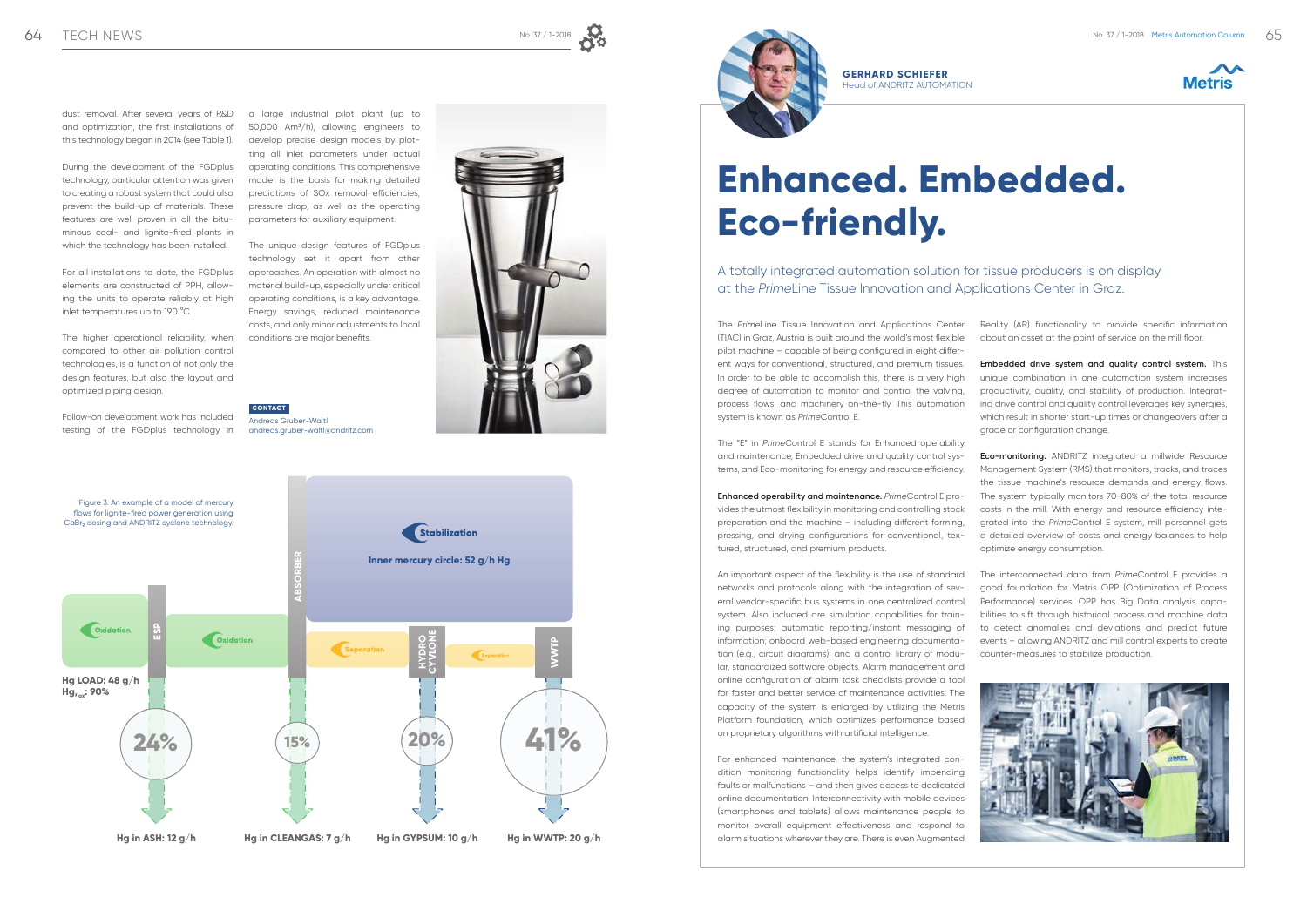dust removal. After several years of R&D and optimization, the first installations of this technology began in 2014 (see Table 1).

During the development of the FGDplus technology, particular attention was given to creating a robust system that could also prevent the build-up of materials. These features are well proven in all the bituminous coal- and lignite-fired plants in which the technology has been installed.

For all installations to date, the FGDplus elements are constructed of PPH, allowing the units to operate reliably at high inlet temperatures up to 190 °C.

The higher operational reliability, when compared to other air pollution control technologies, is a function of not only the design features, but also the layout and optimized piping design.

Follow-on development work has included testing of the FGDplus technology in a large industrial pilot plant (up to 50,000 Am³/h), allowing engineers to develop precise design models by plotting all inlet parameters under actual operating conditions. This comprehensive model is the basis for making detailed predictions of SOx removal efficiencies, pressure drop, as well as the operating parameters for auxiliary equipment.

The unique design features of FGDplus technology set it apart from other approaches. An operation with almost no material build-up, especially under critical operating conditions, is a key advantage. Energy savings, reduced maintenance costs, and only minor adjustments to local conditions are major benefits.

**CONTACT**
Andreas Gruber-Waltl
andreas.gruber-waltl@andritz.com

Figure 3. An example of a model of mercury flows for lignite-fired power generation using $CaBr_2$ dosing and ANDRITZ cyclone technology.

Stabilization
Inner mercury circle: 52 g/h Hg
Oxidation
ESP
Oxidation
ABSORBER
Separation
HYDRO CYCLONE
Separation
WWTP
Hg LOAD: 48 g/h
$Hg_{ox}$: 90%
24%
15%
20%
41%
Hg in ASH: 12 g/h
Hg in CLEANGAS: 7 g/h
Hg in GYPSUM: 10 g/h
Hg in WWTP: 20 g/h

**GERHARD SCHIEFER**
Head of ANDRITZ AUTOMATION

# Enhanced. Embedded. Eco-friendly.

A totally integrated automation solution for tissue producers is on display at the *Prime*Line Tissue Innovation and Applications Center in Graz.

The *Prime*Line Tissue Innovation and Applications Center (TIAC) in Graz, Austria is built around the world's most flexible pilot machine – capable of being configured in eight different ways for conventional, structured, and premium tissues. In order to be able to accomplish this, there is a very high degree of automation to monitor and control the valving, process flows, and machinery on-the-fly. This automation system is known as *Prime*Control E.

The "E" in *Prime*Control E stands for Enhanced operability and maintenance, Embedded drive and quality control systems, and Eco-monitoring for energy and resource efficiency.

**Enhanced operability and maintenance.** *Prime*Control E provides the utmost flexibility in monitoring and controlling stock preparation and the machine – including different forming, pressing, and drying configurations for conventional, textured, structured, and premium products.

An important aspect of the flexibility is the use of standard networks and protocols along with the integration of several vendor-specific bus systems in one centralized control system. Also included are simulation capabilities for training purposes; automatic reporting/instant messaging of information; onboard web-based engineering documentation (e.g., circuit diagrams); and a control library of modular, standardized software objects. Alarm management and online configuration of alarm task checklists provide a tool for faster and better service of maintenance activities. The capacity of the system is enlarged by utilizing the Metris Platform foundation, which optimizes performance based on proprietary algorithms with artificial intelligence.

For enhanced maintenance, the system's integrated condition monitoring functionality helps identify impending faults or malfunctions – and then gives access to dedicated online documentation. Interconnectivity with mobile devices (smartphones and tablets) allows maintenance people to monitor overall equipment effectiveness and respond to alarm situations wherever they are. There is even Augmented Reality (AR) functionality to provide specific information about an asset at the point of service on the mill floor.

**Embedded drive system and quality control system.** This unique combination in one automation system increases productivity, quality, and stability of production. Integrating drive control and quality control leverages key synergies, which result in shorter start-up times or changeovers after a grade or configuration change.

**Eco-monitoring.** ANDRITZ integrated a millwide Resource Management System (RMS) that monitors, tracks, and traces the tissue machine's resource demands and energy flows. The system typically monitors 70-80% of the total resource costs in the mill. With energy and resource efficiency integrated into the *Prime*Control E system, mill personnel gets a detailed overview of costs and energy balances to help optimize energy consumption.

The interconnected data from *Prime*Control E provides a good foundation for Metris OPP (Optimization of Process Performance) services. OPP has Big Data analysis capabilities to sift through historical process and machine data to detect anomalies and deviations and predict future events – allowing ANDRITZ and mill control experts to create counter-measures to stabilize production.